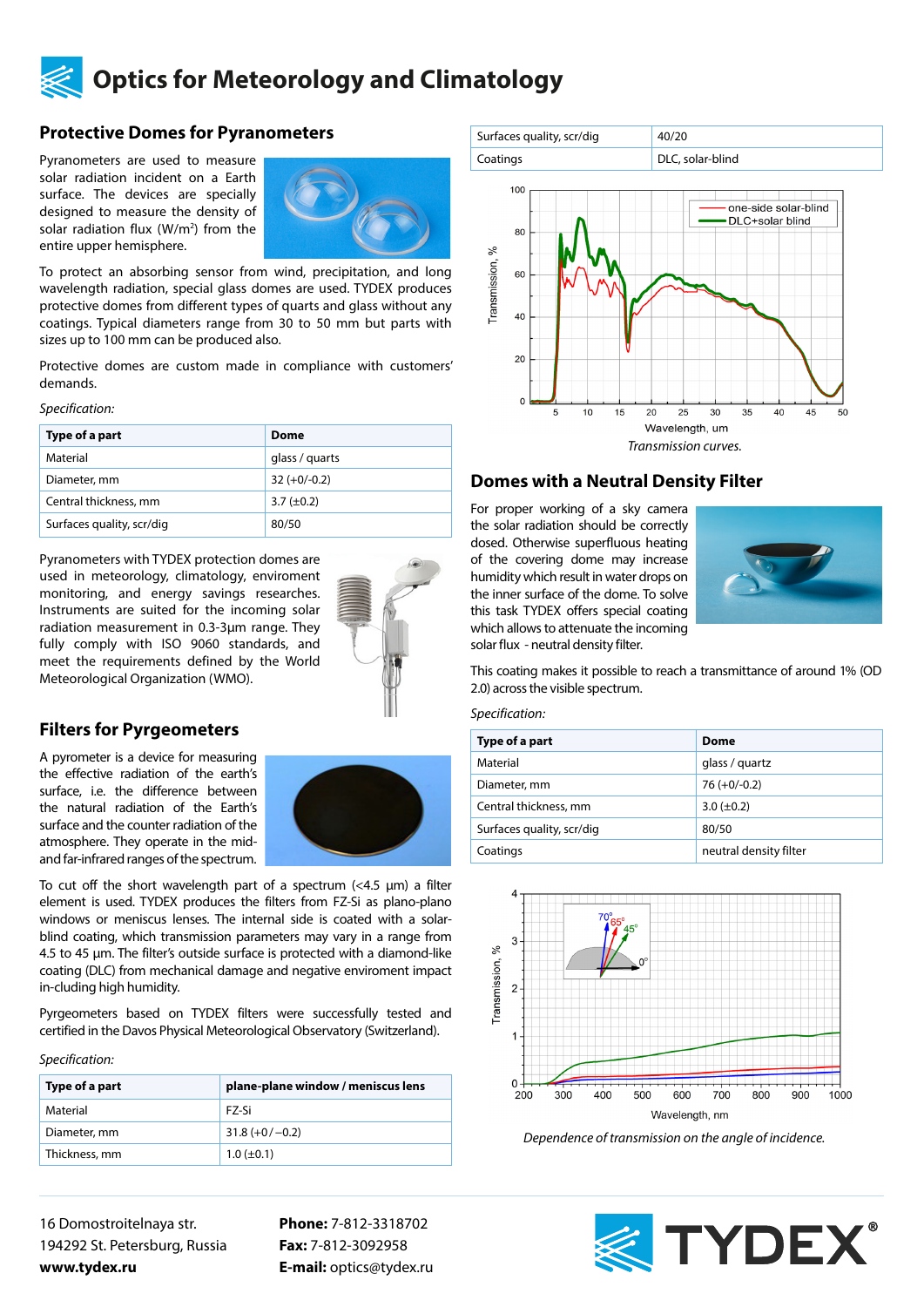# Optics for Meteorology and Climatology

## Protective Domes for Pyranometers

Pyranometers are used to measure solar radiation incident on a Earth surface. The devices are specially designed to measure the density of solar radiation flux (W/m²) from the entire upper hemisphere.

To protect an absorbing sensor from wind, precipitation, and long wavelength radiation, special glass domes are used. TYDEX produces protective domes from different types of quarts and glass without any coatings. Typical diameters range from 30 to 50 mm but parts with sizes up to 100 mm can be produced also.

Protective domes are custom made in compliance with customers' demands.

*Specification:*

| Type of a part | Dome |
|---|---|
| Material | glass / quarts |
| Diameter, mm | 32 (+0/-0.2) |
| Central thickness, mm | 3.7 (±0.2) |
| Surfaces quality, scr/dig | 80/50 |

Pyranometers with TYDEX protection domes are used in meteorology, climatology, enviroment monitoring, and energy savings researches. Instruments are suited for the incoming solar radiation measurement in 0.3-3µm range. They fully comply with ISO 9060 standards, and meet the requirements defined by the World Meteorological Organization (WMO).

## Filters for Pyrgeometers

A pyrometer is a device for measuring the effective radiation of the earth's surface, i.e. the difference between the natural radiation of the Earth's surface and the counter radiation of the atmosphere. They operate in the mid- and far-infrared ranges of the spectrum.

To cut off the short wavelength part of a spectrum (<4.5 µm) a filter element is used. TYDEX produces the filters from FZ-Si as plano-plano windows or meniscus lenses. The internal side is coated with a solar-blind coating, which transmission parameters may vary in a range from 4.5 to 45 µm. The filter's outside surface is protected with a diamond-like coating (DLC) from mechanical damage and negative enviroment impact in-cluding high humidity.

Pyrgeometers based on TYDEX filters were successfully tested and certified in the Davos Physical Meteorological Observatory (Switzerland).

*Specification:*

| Type of a part | plane-plane window / meniscus lens |
|---|---|
| Material | FZ-Si |
| Diameter, mm | 31.8 (+0/−0.2) |
| Thickness, mm | 1.0 (±0.1) |
| Surfaces quality, scr/dig | 40/20 |
| Coatings | DLC, solar-blind |

*Transmission curves.*

## Domes with a Neutral Density Filter

For proper working of a sky camera the solar radiation should be correctly dosed. Otherwise superfluous heating of the covering dome may increase humidity which result in water drops on the inner surface of the dome. To solve this task TYDEX offers special coating which allows to attenuate the incoming solar flux - neutral density filter.

This coating makes it possible to reach a transmittance of around 1% (OD 2.0) across the visible spectrum.

*Specification:*

| Type of a part | Dome |
|---|---|
| Material | glass / quartz |
| Diameter, mm | 76 (+0/-0.2) |
| Central thickness, mm | 3.0 (±0.2) |
| Surfaces quality, scr/dig | 80/50 |
| Coatings | neutral density filter |

*Dependence of transmission on the angle of incidence.*

16 Domostroitelnaya str.
194292 St. Petersburg, Russia
**www.tydex.ru**

**Phone:** 7-812-3318702
**Fax:** 7-812-3092958
**E-mail:** optics@tydex.ru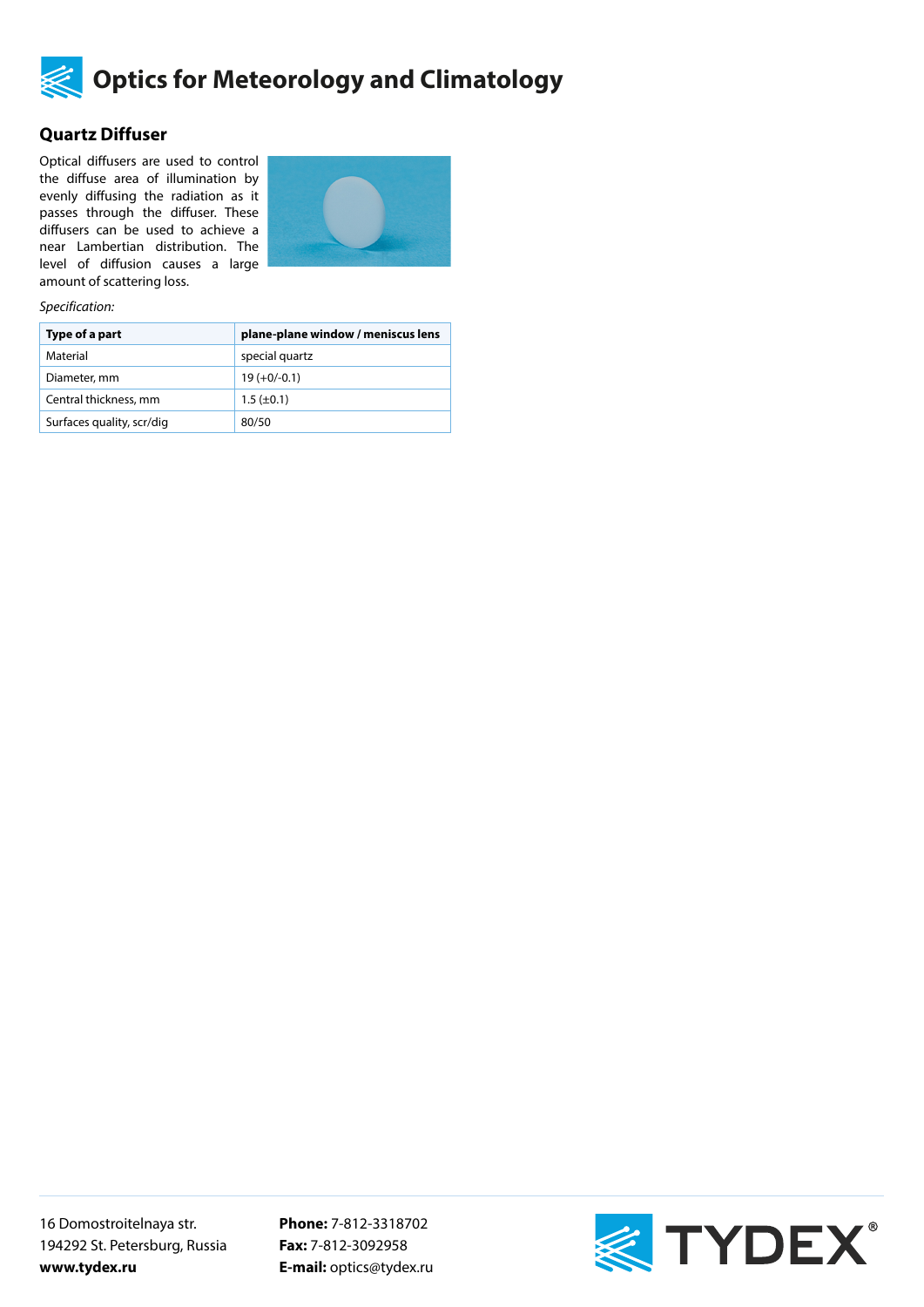# Optics for Meteorology and Climatology

## Quartz Diffuser

Optical diffusers are used to control the diffuse area of illumination by evenly diffusing the radiation as it passes through the diffuser. These diffusers can be used to achieve a near Lambertian distribution. The level of diffusion causes a large amount of scattering loss.

*Specification:*

| Type of a part | plane-plane window / meniscus lens |
|---|---|
| Material | special quartz |
| Diameter, mm | 19 (+0/-0.1) |
| Central thickness, mm | 1.5 (±0.1) |
| Surfaces quality, scr/dig | 80/50 |

16 Domostroitelnaya str.
194292 St. Petersburg, Russia
**www.tydex.ru**

**Phone:** 7-812-3318702
**Fax:** 7-812-3092958
**E-mail:** optics@tydex.ru